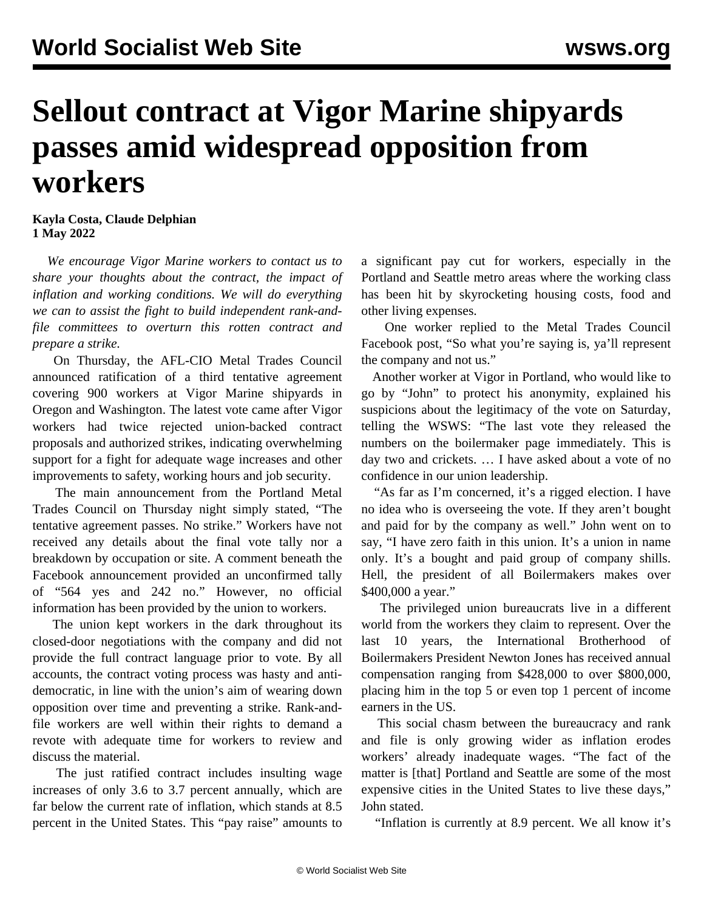# Sellout contract at Vigor Marine shipyards passes amid widespread opposition from workers

**Kayla Costa, Claude Delphian**
**1 May 2022**

*We encourage Vigor Marine workers to contact us to share your thoughts about the contract, the impact of inflation and working conditions. We will do everything we can to assist the fight to build independent rank-and-file committees to overturn this rotten contract and prepare a strike.*

On Thursday, the AFL-CIO Metal Trades Council announced ratification of a third tentative agreement covering 900 workers at Vigor Marine shipyards in Oregon and Washington. The latest vote came after Vigor workers had twice rejected union-backed contract proposals and authorized strikes, indicating overwhelming support for a fight for adequate wage increases and other improvements to safety, working hours and job security.

The main announcement from the Portland Metal Trades Council on Thursday night simply stated, "The tentative agreement passes. No strike." Workers have not received any details about the final vote tally nor a breakdown by occupation or site. A comment beneath the Facebook announcement provided an unconfirmed tally of "564 yes and 242 no." However, no official information has been provided by the union to workers.

The union kept workers in the dark throughout its closed-door negotiations with the company and did not provide the full contract language prior to vote. By all accounts, the contract voting process was hasty and anti-democratic, in line with the union's aim of wearing down opposition over time and preventing a strike. Rank-and-file workers are well within their rights to demand a revote with adequate time for workers to review and discuss the material.

The just ratified contract includes insulting wage increases of only 3.6 to 3.7 percent annually, which are far below the current rate of inflation, which stands at 8.5 percent in the United States. This "pay raise" amounts to a significant pay cut for workers, especially in the Portland and Seattle metro areas where the working class has been hit by skyrocketing housing costs, food and other living expenses.

One worker replied to the Metal Trades Council Facebook post, "So what you're saying is, ya'll represent the company and not us."

Another worker at Vigor in Portland, who would like to go by "John" to protect his anonymity, explained his suspicions about the legitimacy of the vote on Saturday, telling the WSWS: "The last vote they released the numbers on the boilermaker page immediately. This is day two and crickets. … I have asked about a vote of no confidence in our union leadership.

"As far as I'm concerned, it's a rigged election. I have no idea who is overseeing the vote. If they aren't bought and paid for by the company as well." John went on to say, "I have zero faith in this union. It's a union in name only. It's a bought and paid group of company shills. Hell, the president of all Boilermakers makes over $400,000 a year."

The privileged union bureaucrats live in a different world from the workers they claim to represent. Over the last 10 years, the International Brotherhood of Boilermakers President Newton Jones has received annual compensation ranging from $428,000 to over $800,000, placing him in the top 5 or even top 1 percent of income earners in the US.

This social chasm between the bureaucracy and rank and file is only growing wider as inflation erodes workers' already inadequate wages. "The fact of the matter is [that] Portland and Seattle are some of the most expensive cities in the United States to live these days," John stated.

"Inflation is currently at 8.9 percent. We all know it's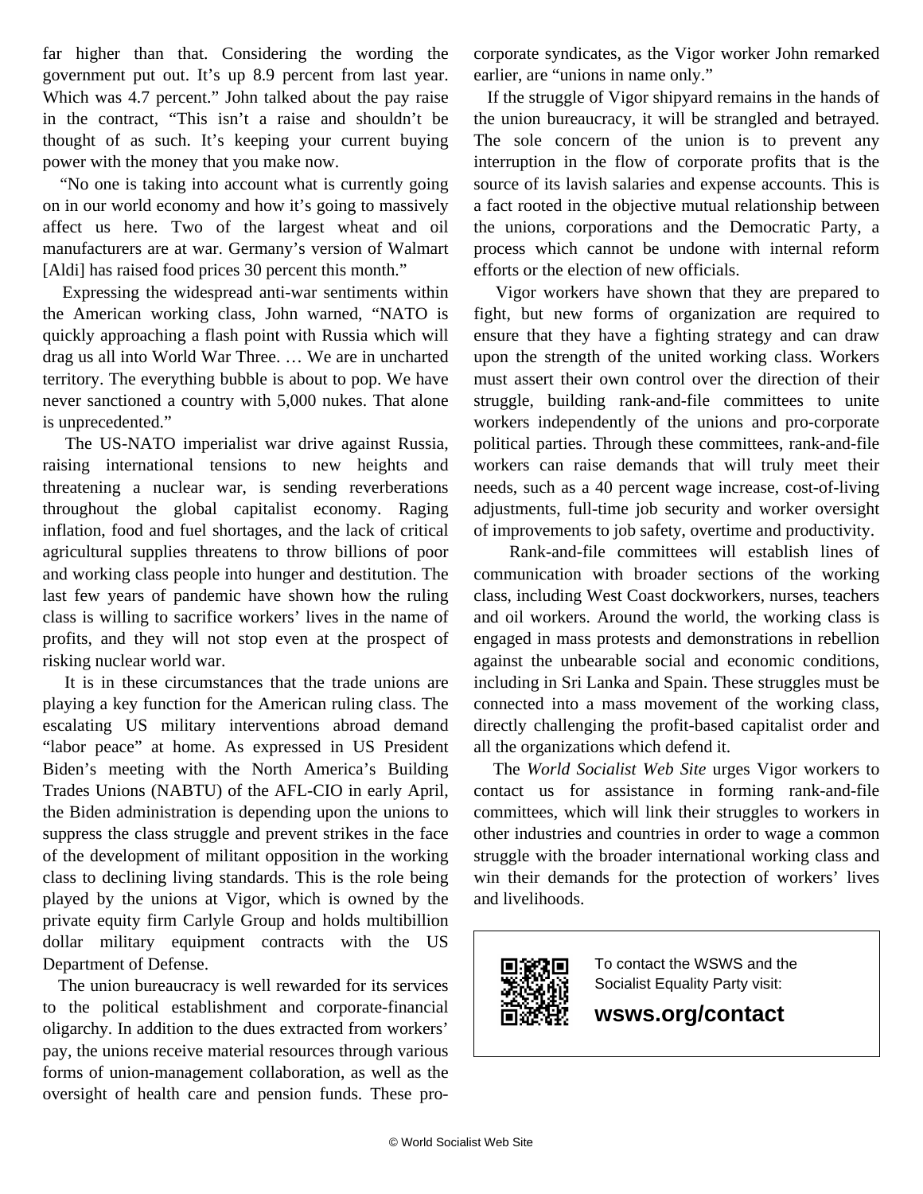far higher than that. Considering the wording the government put out. It's up 8.9 percent from last year. Which was 4.7 percent." John talked about the pay raise in the contract, "This isn't a raise and shouldn't be thought of as such. It's keeping your current buying power with the money that you make now.

"No one is taking into account what is currently going on in our world economy and how it's going to massively affect us here. Two of the largest wheat and oil manufacturers are at war. Germany's version of Walmart [Aldi] has raised food prices 30 percent this month."

Expressing the widespread anti-war sentiments within the American working class, John warned, "NATO is quickly approaching a flash point with Russia which will drag us all into World War Three. … We are in uncharted territory. The everything bubble is about to pop. We have never sanctioned a country with 5,000 nukes. That alone is unprecedented."

The US-NATO imperialist war drive against Russia, raising international tensions to new heights and threatening a nuclear war, is sending reverberations throughout the global capitalist economy. Raging inflation, food and fuel shortages, and the lack of critical agricultural supplies threatens to throw billions of poor and working class people into hunger and destitution. The last few years of pandemic have shown how the ruling class is willing to sacrifice workers' lives in the name of profits, and they will not stop even at the prospect of risking nuclear world war.

It is in these circumstances that the trade unions are playing a key function for the American ruling class. The escalating US military interventions abroad demand "labor peace" at home. As expressed in US President Biden's meeting with the North America's Building Trades Unions (NABTU) of the AFL-CIO in early April, the Biden administration is depending upon the unions to suppress the class struggle and prevent strikes in the face of the development of militant opposition in the working class to declining living standards. This is the role being played by the unions at Vigor, which is owned by the private equity firm Carlyle Group and holds multibillion dollar military equipment contracts with the US Department of Defense.

The union bureaucracy is well rewarded for its services to the political establishment and corporate-financial oligarchy. In addition to the dues extracted from workers' pay, the unions receive material resources through various forms of union-management collaboration, as well as the oversight of health care and pension funds. These pro-corporate syndicates, as the Vigor worker John remarked earlier, are "unions in name only."

If the struggle of Vigor shipyard remains in the hands of the union bureaucracy, it will be strangled and betrayed. The sole concern of the union is to prevent any interruption in the flow of corporate profits that is the source of its lavish salaries and expense accounts. This is a fact rooted in the objective mutual relationship between the unions, corporations and the Democratic Party, a process which cannot be undone with internal reform efforts or the election of new officials.

Vigor workers have shown that they are prepared to fight, but new forms of organization are required to ensure that they have a fighting strategy and can draw upon the strength of the united working class. Workers must assert their own control over the direction of their struggle, building rank-and-file committees to unite workers independently of the unions and pro-corporate political parties. Through these committees, rank-and-file workers can raise demands that will truly meet their needs, such as a 40 percent wage increase, cost-of-living adjustments, full-time job security and worker oversight of improvements to job safety, overtime and productivity.

Rank-and-file committees will establish lines of communication with broader sections of the working class, including West Coast dockworkers, nurses, teachers and oil workers. Around the world, the working class is engaged in mass protests and demonstrations in rebellion against the unbearable social and economic conditions, including in Sri Lanka and Spain. These struggles must be connected into a mass movement of the working class, directly challenging the profit-based capitalist order and all the organizations which defend it.

The *World Socialist Web Site* urges Vigor workers to contact us for assistance in forming rank-and-file committees, which will link their struggles to workers in other industries and countries in order to wage a common struggle with the broader international working class and win their demands for the protection of workers' lives and livelihoods.

To contact the WSWS and the Socialist Equality Party visit:

**wsws.org/contact**